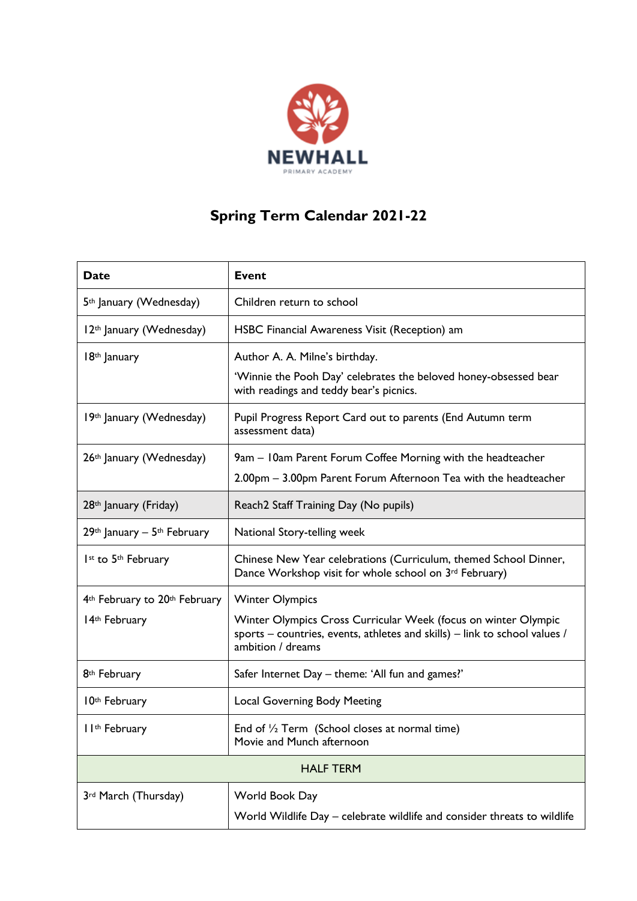NEWHALL
PRIMARY ACADEMY

# Spring Term Calendar 2021-22

| Date | Event |
|---|---|
| 5th January (Wednesday) | Children return to school |
| 12th January (Wednesday) | HSBC Financial Awareness Visit (Reception) am |
| 18th January | Author A. A. Milne's birthday.<br>'Winnie the Pooh Day' celebrates the beloved honey-obsessed bear with readings and teddy bear's picnics. |
| 19th January (Wednesday) | Pupil Progress Report Card out to parents (End Autumn term assessment data) |
| 26th January (Wednesday) | 9am – 10am Parent Forum Coffee Morning with the headteacher<br>2.00pm – 3.00pm Parent Forum Afternoon Tea with the headteacher |
| 28th January (Friday) | Reach2 Staff Training Day (No pupils) |
| 29th January – 5th February | National Story-telling week |
| 1st to 5th February | Chinese New Year celebrations (Curriculum, themed School Dinner, Dance Workshop visit for whole school on 3rd February) |
| 4th February to 20th February<br>14th February | Winter Olympics<br>Winter Olympics Cross Curricular Week (focus on winter Olympic sports – countries, events, athletes and skills) – link to school values / ambition / dreams |
| 8th February | Safer Internet Day – theme: 'All fun and games?' |
| 10th February | Local Governing Body Meeting |
| 11th February | End of ½ Term (School closes at normal time)<br>Movie and Munch afternoon |
| HALF TERM | |
| 3rd March (Thursday) | World Book Day<br>World Wildlife Day – celebrate wildlife and consider threats to wildlife |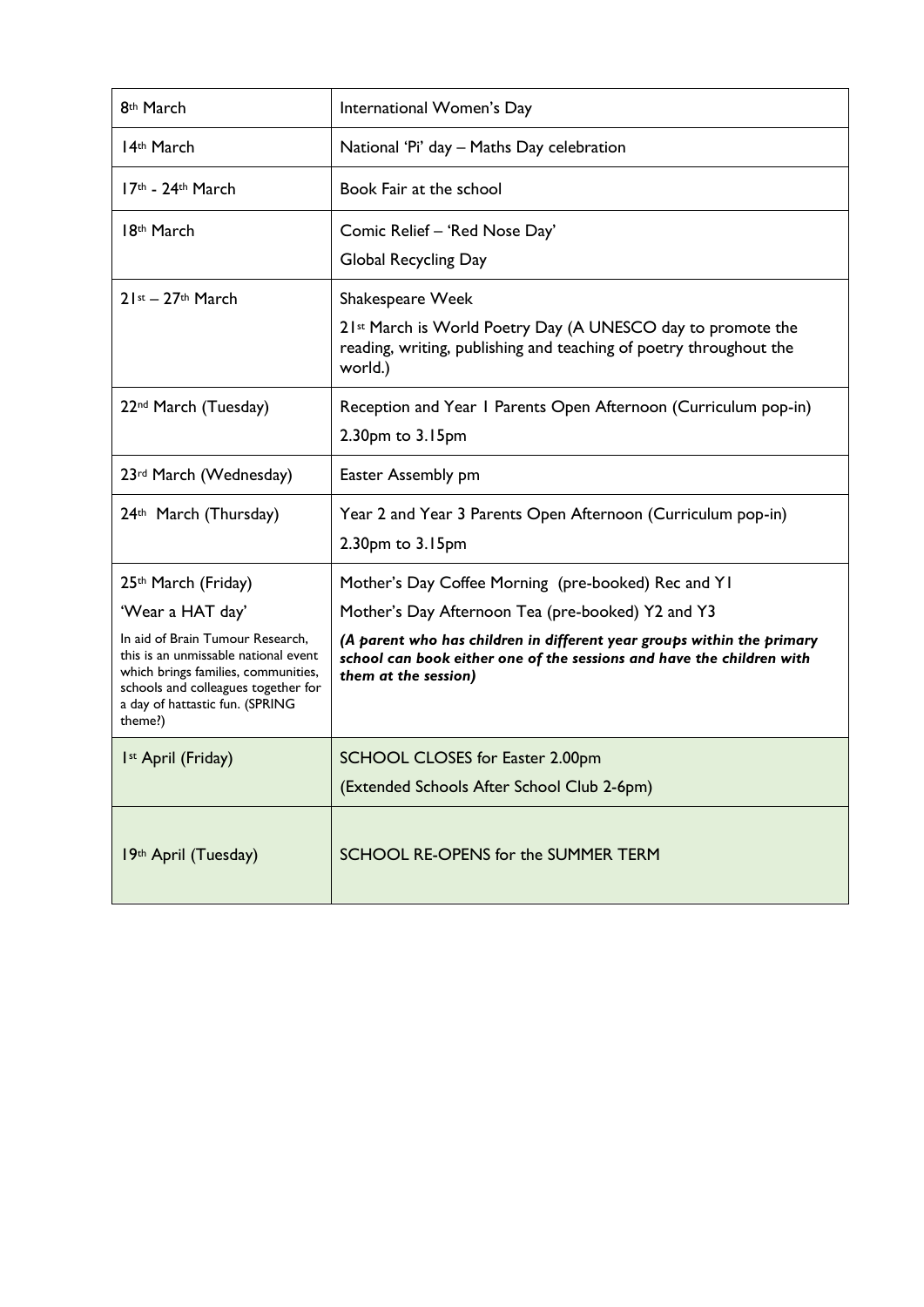| | |
|---|---|
| 8th March | International Women's Day |
| 14th March | National 'Pi' day – Maths Day celebration |
| 17th - 24th March | Book Fair at the school |
| 18th March | Comic Relief – 'Red Nose Day'<br>Global Recycling Day |
| 21st – 27th March | Shakespeare Week<br>21st March is World Poetry Day (A UNESCO day to promote the reading, writing, publishing and teaching of poetry throughout the world.) |
| 22nd March (Tuesday) | Reception and Year 1 Parents Open Afternoon (Curriculum pop-in)<br>2.30pm to 3.15pm |
| 23rd March (Wednesday) | Easter Assembly pm |
| 24th March (Thursday) | Year 2 and Year 3 Parents Open Afternoon (Curriculum pop-in)<br>2.30pm to 3.15pm |
| 25th March (Friday)<br>'Wear a HAT day'<br>In aid of Brain Tumour Research, this is an unmissable national event which brings families, communities, schools and colleagues together for a day of hattastic fun. (SPRING theme?) | Mother's Day Coffee Morning (pre-booked) Rec and Y1<br>Mother's Day Afternoon Tea (pre-booked) Y2 and Y3<br>***(A parent who has children in different year groups within the primary school can book either one of the sessions and have the children with them at the session)*** |
| 1st April (Friday) | SCHOOL CLOSES for Easter 2.00pm<br>(Extended Schools After School Club 2-6pm) |
| 19th April (Tuesday) | SCHOOL RE-OPENS for the SUMMER TERM |